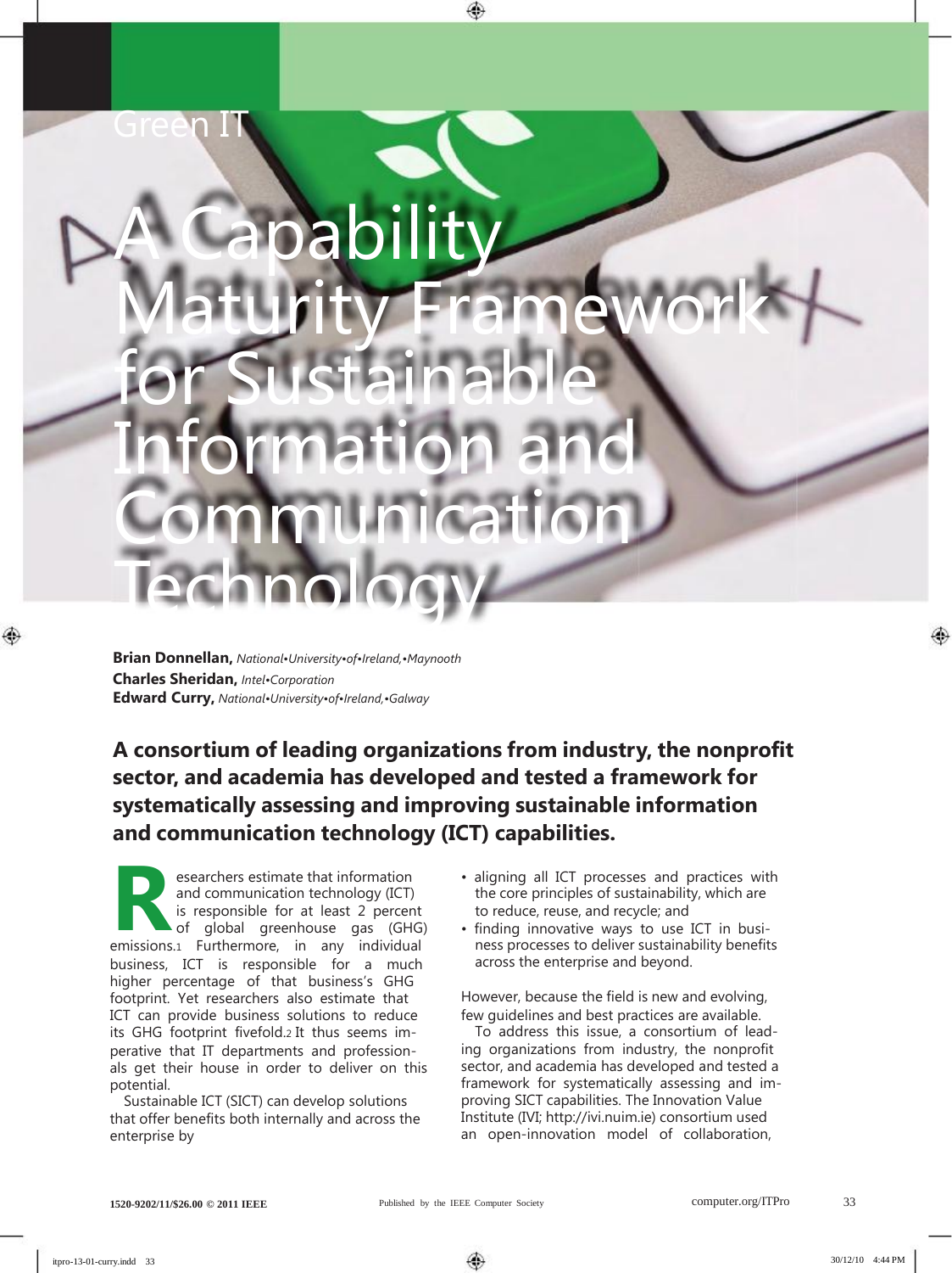Green IT

# A Capability Maturity Framework for Sustainable Information and Communication Technology

**Brian Donnellan,** *National University of Ireland, Maynooth*
**Charles Sheridan,** *Intel Corporation*
**Edward Curry,** *National University of Ireland, Galway*

**A consortium of leading organizations from industry, the nonprofit sector, and academia has developed and tested a framework for systematically assessing and improving sustainable information and communication technology (ICT) capabilities.**

Researchers estimate that information and communication technology (ICT) is responsible for at least 2 percent of global greenhouse gas (GHG) emissions.[1] Furthermore, in any individual business, ICT is responsible for a much higher percentage of that business's GHG footprint. Yet researchers also estimate that ICT can provide business solutions to reduce its GHG footprint fivefold.[2] It thus seems imperative that IT departments and professionals get their house in order to deliver on this potential.

Sustainable ICT (SICT) can develop solutions that offer benefits both internally and across the enterprise by

- aligning all ICT processes and practices with the core principles of sustainability, which are to reduce, reuse, and recycle; and
- finding innovative ways to use ICT in business processes to deliver sustainability benefits across the enterprise and beyond.

However, because the field is new and evolving, few guidelines and best practices are available.

To address this issue, a consortium of leading organizations from industry, the nonprofit sector, and academia has developed and tested a framework for systematically assessing and improving SICT capabilities. The Innovation Value Institute (IVI; http://ivi.nuim.ie) consortium used an open-innovation model of collaboration,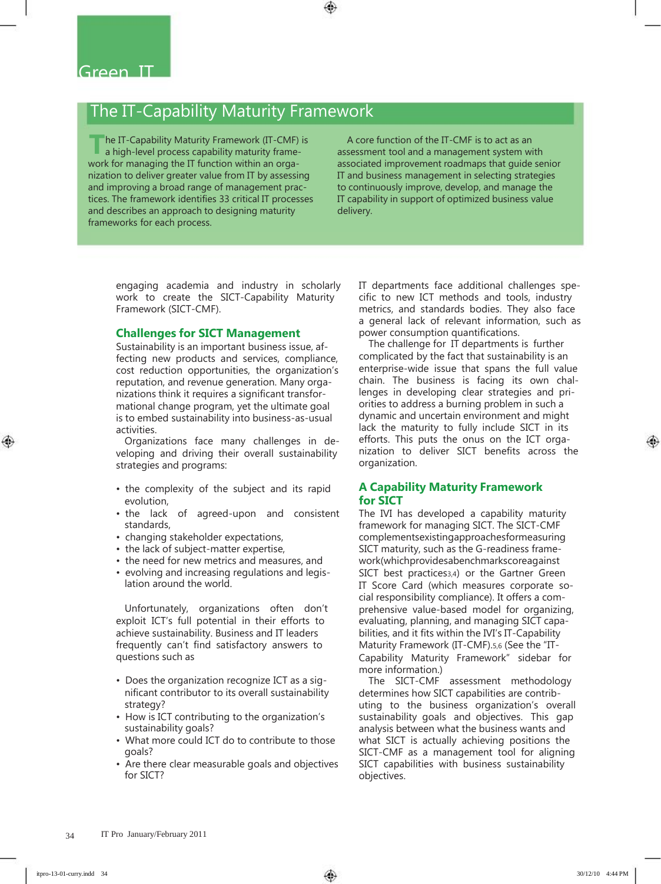## The IT-Capability Maturity Framework

The IT-Capability Maturity Framework (IT-CMF) is a high-level process capability maturity framework for managing the IT function within an organization to deliver greater value from IT by assessing and improving a broad range of management practices. The framework identifies 33 critical IT processes and describes an approach to designing maturity frameworks for each process.

A core function of the IT-CMF is to act as an assessment tool and a management system with associated improvement roadmaps that guide senior IT and business management in selecting strategies to continuously improve, develop, and manage the IT capability in support of optimized business value delivery.

---

engaging academia and industry in scholarly work to create the SICT-Capability Maturity Framework (SICT-CMF).

### Challenges for SICT Management

Sustainability is an important business issue, affecting new products and services, compliance, cost reduction opportunities, the organization's reputation, and revenue generation. Many organizations think it requires a significant transformational change program, yet the ultimate goal is to embed sustainability into business-as-usual activities.

Organizations face many challenges in developing and driving their overall sustainability strategies and programs:

- the complexity of the subject and its rapid evolution,
- the lack of agreed-upon and consistent standards,
- changing stakeholder expectations,
- the lack of subject-matter expertise,
- the need for new metrics and measures, and
- evolving and increasing regulations and legislation around the world.

Unfortunately, organizations often don't exploit ICT's full potential in their efforts to achieve sustainability. Business and IT leaders frequently can't find satisfactory answers to questions such as

- Does the organization recognize ICT as a significant contributor to its overall sustainability strategy?
- How is ICT contributing to the organization's sustainability goals?
- What more could ICT do to contribute to those goals?
- Are there clear measurable goals and objectives for SICT?

IT departments face additional challenges specific to new ICT methods and tools, industry metrics, and standards bodies. They also face a general lack of relevant information, such as power consumption quantifications.

The challenge for IT departments is further complicated by the fact that sustainability is an enterprise-wide issue that spans the full value chain. The business is facing its own challenges in developing clear strategies and priorities to address a burning problem in such a dynamic and uncertain environment and might lack the maturity to fully include SICT in its efforts. This puts the onus on the ICT organization to deliver SICT benefits across the organization.

### A Capability Maturity Framework for SICT

The IVI has developed a capability maturity framework for managing SICT. The SICT-CMF complements existing approaches for measuring SICT maturity, such as the G-readiness framework (which provides a benchmark score against SICT best practices[3,4]) or the Gartner Green IT Score Card (which measures corporate social responsibility compliance). It offers a comprehensive value-based model for organizing, evaluating, planning, and managing SICT capabilities, and it fits within the IVI's IT-Capability Maturity Framework (IT-CMF).[5,6] (See the "IT-Capability Maturity Framework" sidebar for more information.)

The SICT-CMF assessment methodology determines how SICT capabilities are contributing to the business organization's overall sustainability goals and objectives. This gap analysis between what the business wants and what SICT is actually achieving positions the SICT-CMF as a management tool for aligning SICT capabilities with business sustainability objectives.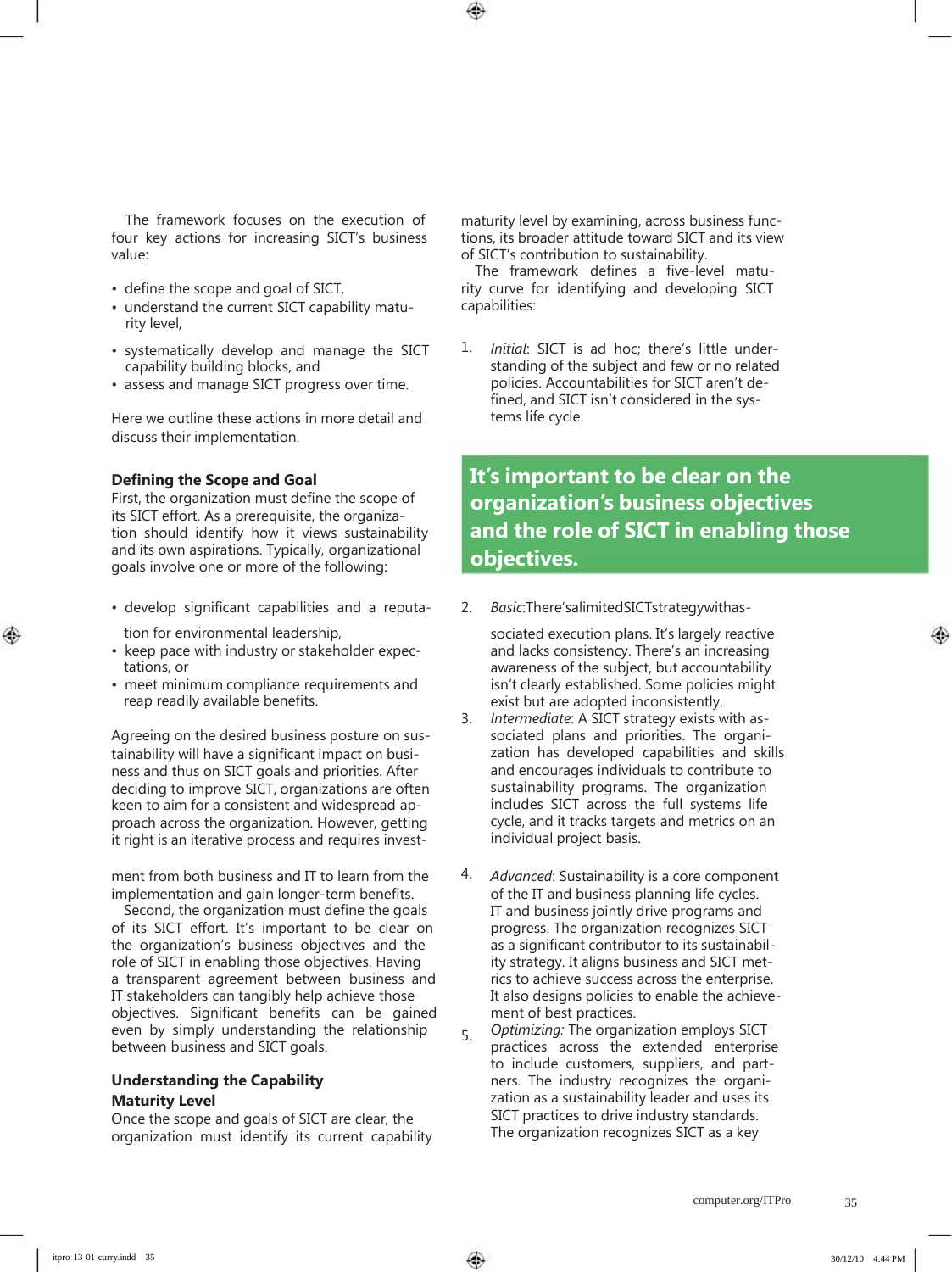The framework focuses on the execution of four key actions for increasing SICT's business value:

- define the scope and goal of SICT,
- understand the current SICT capability maturity level,
- systematically develop and manage the SICT capability building blocks, and
- assess and manage SICT progress over time.

Here we outline these actions in more detail and discuss their implementation.

### Defining the Scope and Goal

First, the organization must define the scope of its SICT effort. As a prerequisite, the organization should identify how it views sustainability and its own aspirations. Typically, organizational goals involve one or more of the following:

- develop significant capabilities and a reputation for environmental leadership,
- keep pace with industry or stakeholder expectations, or
- meet minimum compliance requirements and reap readily available benefits.

Agreeing on the desired business posture on sustainability will have a significant impact on business and thus on SICT goals and priorities. After deciding to improve SICT, organizations are often keen to aim for a consistent and widespread approach across the organization. However, getting it right is an iterative process and requires investment from both business and IT to learn from the implementation and gain longer-term benefits.

Second, the organization must define the goals of its SICT effort. It's important to be clear on the organization's business objectives and the role of SICT in enabling those objectives. Having a transparent agreement between business and IT stakeholders can tangibly help achieve those objectives. Significant benefits can be gained even by simply understanding the relationship between business and SICT goals.

### Understanding the Capability Maturity Level

Once the scope and goals of SICT are clear, the organization must identify its current capability maturity level by examining, across business functions, its broader attitude toward SICT and its view of SICT's contribution to sustainability.

The framework defines a five-level maturity curve for identifying and developing SICT capabilities:

1. *Initial*: SICT is ad hoc; there's little understanding of the subject and few or no related policies. Accountabilities for SICT aren't defined, and SICT isn't considered in the systems life cycle.

**It's important to be clear on the organization's business objectives and the role of SICT in enabling those objectives.**

2. *Basic*: There's a limited SICT strategy with associated execution plans. It's largely reactive and lacks consistency. There's an increasing awareness of the subject, but accountability isn't clearly established. Some policies might exist but are adopted inconsistently.
3. *Intermediate*: A SICT strategy exists with associated plans and priorities. The organization has developed capabilities and skills and encourages individuals to contribute to sustainability programs. The organization includes SICT across the full systems life cycle, and it tracks targets and metrics on an individual project basis.
4. *Advanced*: Sustainability is a core component of the IT and business planning life cycles. IT and business jointly drive programs and progress. The organization recognizes SICT as a significant contributor to its sustainability strategy. It aligns business and SICT metrics to achieve success across the enterprise. It also designs policies to enable the achievement of best practices.
5. *Optimizing:* The organization employs SICT practices across the extended enterprise to include customers, suppliers, and partners. The industry recognizes the organization as a sustainability leader and uses its SICT practices to drive industry standards. The organization recognizes SICT as a key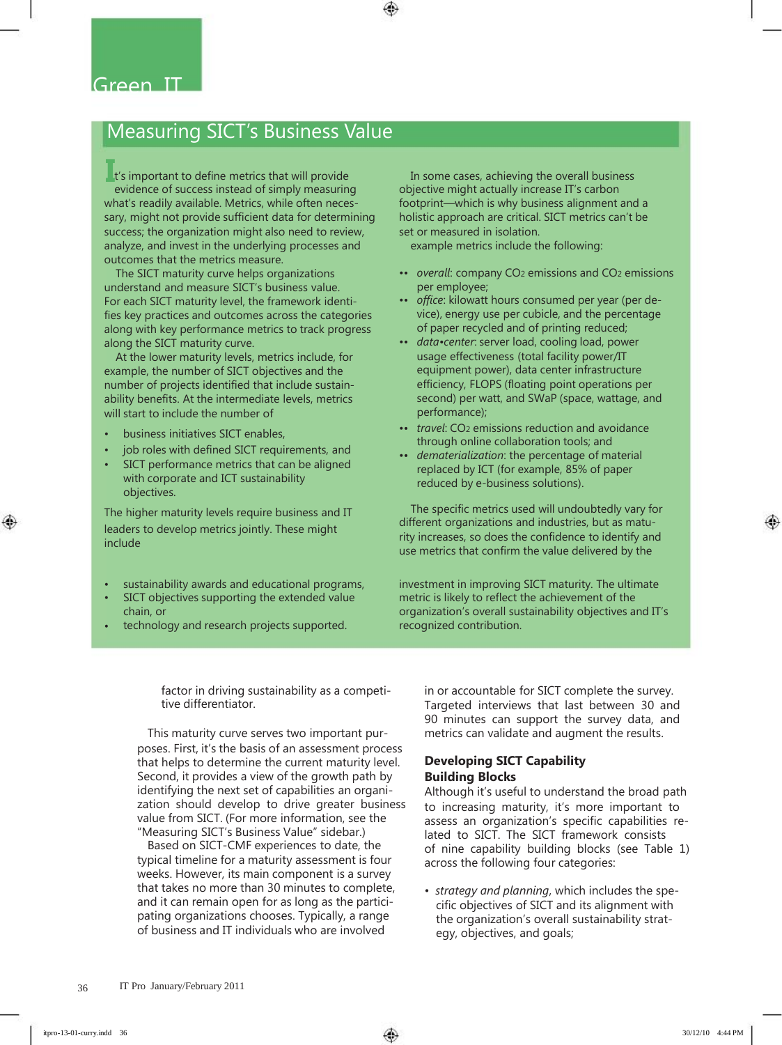## Measuring SICT's Business Value

It's important to define metrics that will provide evidence of success instead of simply measuring what's readily available. Metrics, while often necessary, might not provide sufficient data for determining success; the organization might also need to review, analyze, and invest in the underlying processes and outcomes that the metrics measure.

The SICT maturity curve helps organizations understand and measure SICT's business value. For each SICT maturity level, the framework identifies key practices and outcomes across the categories along with key performance metrics to track progress along the SICT maturity curve.

At the lower maturity levels, metrics include, for example, the number of SICT objectives and the number of projects identified that include sustainability benefits. At the intermediate levels, metrics will start to include the number of

- business initiatives SICT enables,
- job roles with defined SICT requirements, and
- SICT performance metrics that can be aligned with corporate and ICT sustainability objectives.

The higher maturity levels require business and IT leaders to develop metrics jointly. These might include

- sustainability awards and educational programs,
- SICT objectives supporting the extended value chain, or
- technology and research projects supported.

In some cases, achieving the overall business objective might actually increase IT's carbon footprint—which is why business alignment and a holistic approach are critical. SICT metrics can't be set or measured in isolation.

example metrics include the following:

- *overall*: company $CO_2$ emissions and $CO_2$ emissions per employee;
- *office*: kilowatt hours consumed per year (per device), energy use per cubicle, and the percentage of paper recycled and of printing reduced;
- *data•center*: server load, cooling load, power usage effectiveness (total facility power/IT equipment power), data center infrastructure efficiency, FLOPS (floating point operations per second) per watt, and SWaP (space, wattage, and performance);
- *travel*: $CO_2$ emissions reduction and avoidance through online collaboration tools; and
- *dematerialization*: the percentage of material replaced by ICT (for example, 85% of paper reduced by e-business solutions).

The specific metrics used will undoubtedly vary for different organizations and industries, but as maturity increases, so does the confidence to identify and use metrics that confirm the value delivered by the investment in improving SICT maturity. The ultimate metric is likely to reflect the achievement of the organization's overall sustainability objectives and IT's recognized contribution.

factor in driving sustainability as a competitive differentiator.

This maturity curve serves two important purposes. First, it's the basis of an assessment process that helps to determine the current maturity level. Second, it provides a view of the growth path by identifying the next set of capabilities an organization should develop to drive greater business value from SICT. (For more information, see the "Measuring SICT's Business Value" sidebar.)

Based on SICT-CMF experiences to date, the typical timeline for a maturity assessment is four weeks. However, its main component is a survey that takes no more than 30 minutes to complete, and it can remain open for as long as the participating organizations chooses. Typically, a range of business and IT individuals who are involved in or accountable for SICT complete the survey. Targeted interviews that last between 30 and 90 minutes can support the survey data, and metrics can validate and augment the results.

### Developing SICT Capability Building Blocks

Although it's useful to understand the broad path to increasing maturity, it's more important to assess an organization's specific capabilities related to SICT. The SICT framework consists of nine capability building blocks (see Table 1) across the following four categories:

- *strategy and planning*, which includes the specific objectives of SICT and its alignment with the organization's overall sustainability strategy, objectives, and goals;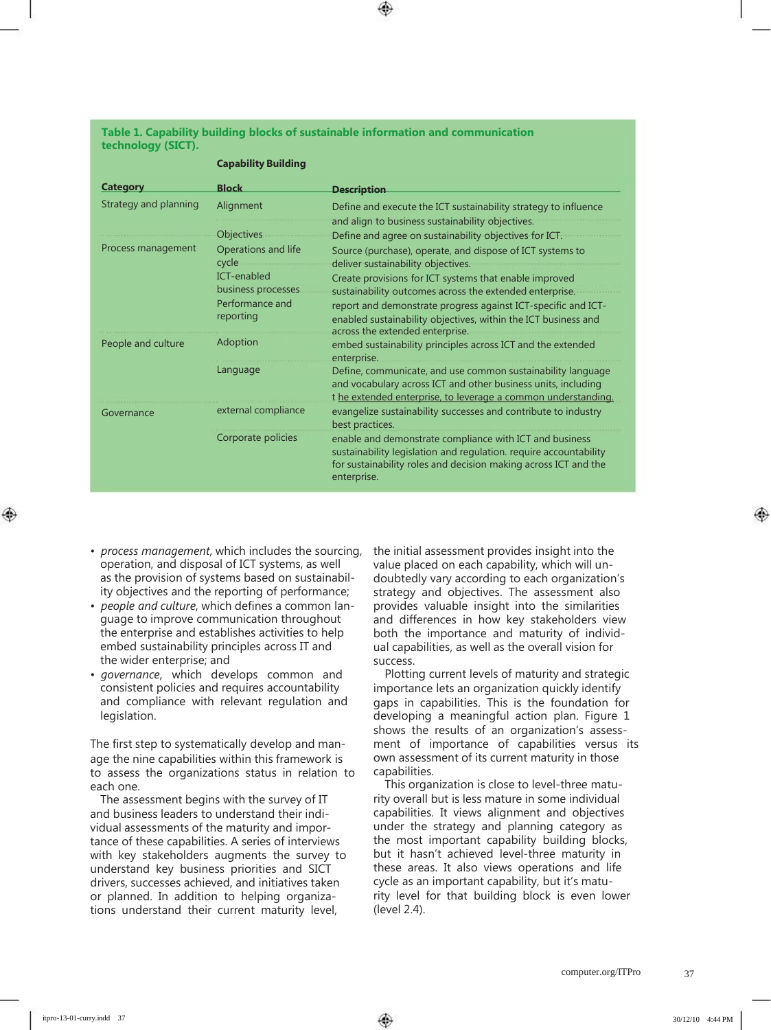**Table 1. Capability building blocks of sustainable information and communication technology (SICT).**

| Category | Capability Building Block | Description |
|---|---|---|
| Strategy and planning | Alignment | Define and execute the ICT sustainability strategy to influence and align to business sustainability objectives. |
| | Objectives | Define and agree on sustainability objectives for ICT. |
| Process management | Operations and life cycle | Source (purchase), operate, and dispose of ICT systems to deliver sustainability objectives. |
| | ICT-enabled business processes | Create provisions for ICT systems that enable improved sustainability outcomes across the extended enterprise. |
| | Performance and reporting | report and demonstrate progress against ICT-specific and ICT-enabled sustainability objectives, within the ICT business and across the extended enterprise. |
| People and culture | Adoption | embed sustainability principles across ICT and the extended enterprise. |
| | Language | Define, communicate, and use common sustainability language and vocabulary across ICT and other business units, including t he extended enterprise, to leverage a common understanding. |
| Governance | external compliance | evangelize sustainability successes and contribute to industry best practices. |
| | Corporate policies | enable and demonstrate compliance with ICT and business sustainability legislation and regulation. require accountability for sustainability roles and decision making across ICT and the enterprise. |

- *process management*, which includes the sourcing, operation, and disposal of ICT systems, as well as the provision of systems based on sustainability objectives and the reporting of performance;
- *people and culture*, which defines a common language to improve communication throughout the enterprise and establishes activities to help embed sustainability principles across IT and the wider enterprise; and
- *governance*, which develops common and consistent policies and requires accountability and compliance with relevant regulation and legislation.

The first step to systematically develop and manage the nine capabilities within this framework is to assess the organizations status in relation to each one.

The assessment begins with the survey of IT and business leaders to understand their individual assessments of the maturity and importance of these capabilities. A series of interviews with key stakeholders augments the survey to understand key business priorities and SICT drivers, successes achieved, and initiatives taken or planned. In addition to helping organizations understand their current maturity level, the initial assessment provides insight into the value placed on each capability, which will undoubtedly vary according to each organization's strategy and objectives. The assessment also provides valuable insight into the similarities and differences in how key stakeholders view both the importance and maturity of individual capabilities, as well as the overall vision for success.

Plotting current levels of maturity and strategic importance lets an organization quickly identify gaps in capabilities. This is the foundation for developing a meaningful action plan. Figure 1 shows the results of an organization's assessment of importance of capabilities versus its own assessment of its current maturity in those capabilities.

This organization is close to level-three maturity overall but is less mature in some individual capabilities. It views alignment and objectives under the strategy and planning category as the most important capability building blocks, but it hasn't achieved level-three maturity in these areas. It also views operations and life cycle as an important capability, but it's maturity level for that building block is even lower (level 2.4).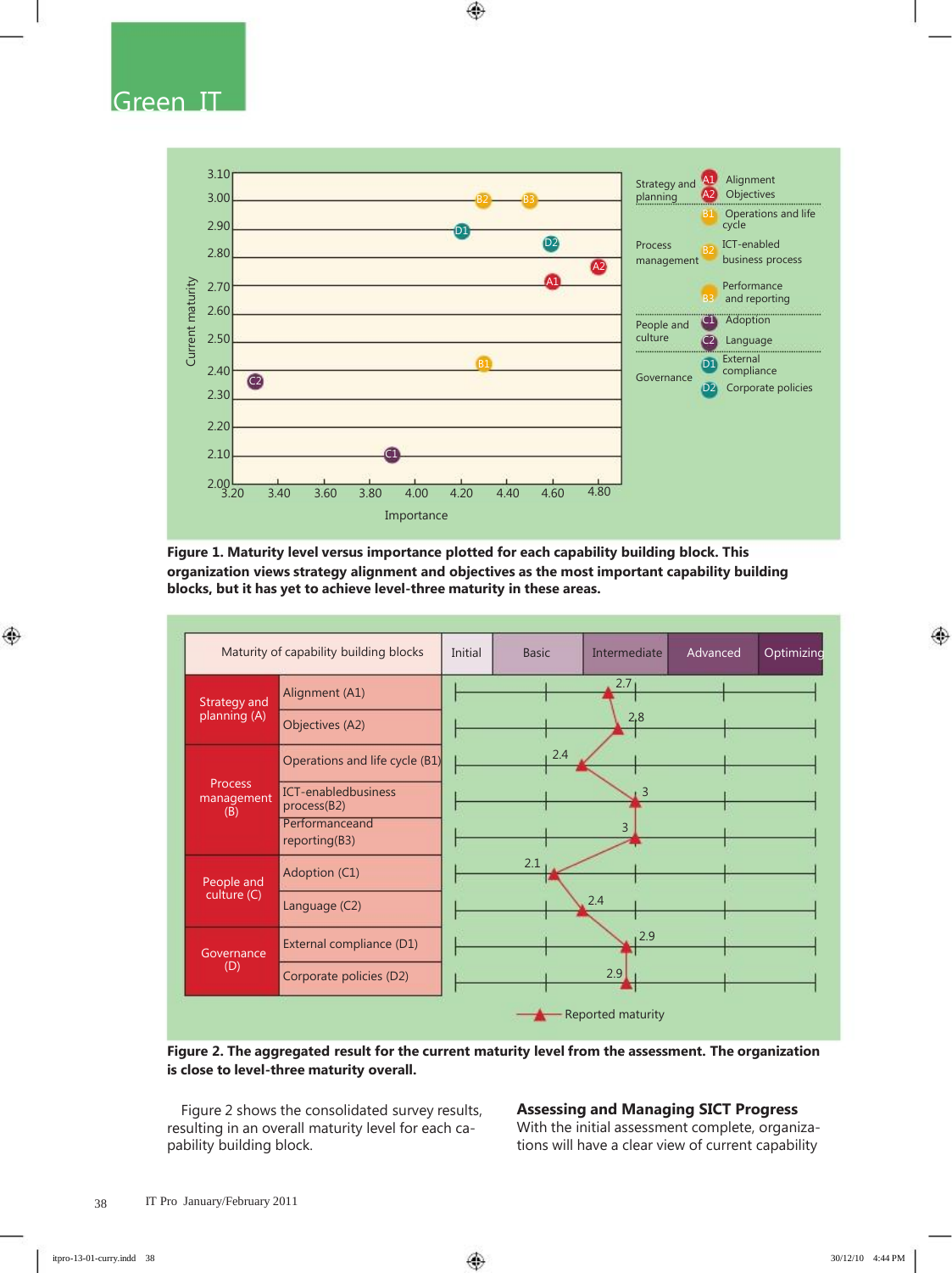Figure 1. Maturity level versus importance plotted for each capability building block. This organization views strategy alignment and objectives as the most important capability building blocks, but it has yet to achieve level-three maturity in these areas.

Figure 2. The aggregated result for the current maturity level from the assessment. The organization is close to level-three maturity overall.

Figure 2 shows the consolidated survey results, resulting in an overall maturity level for each capability building block.

## Assessing and Managing SICT Progress

With the initial assessment complete, organizations will have a clear view of current capability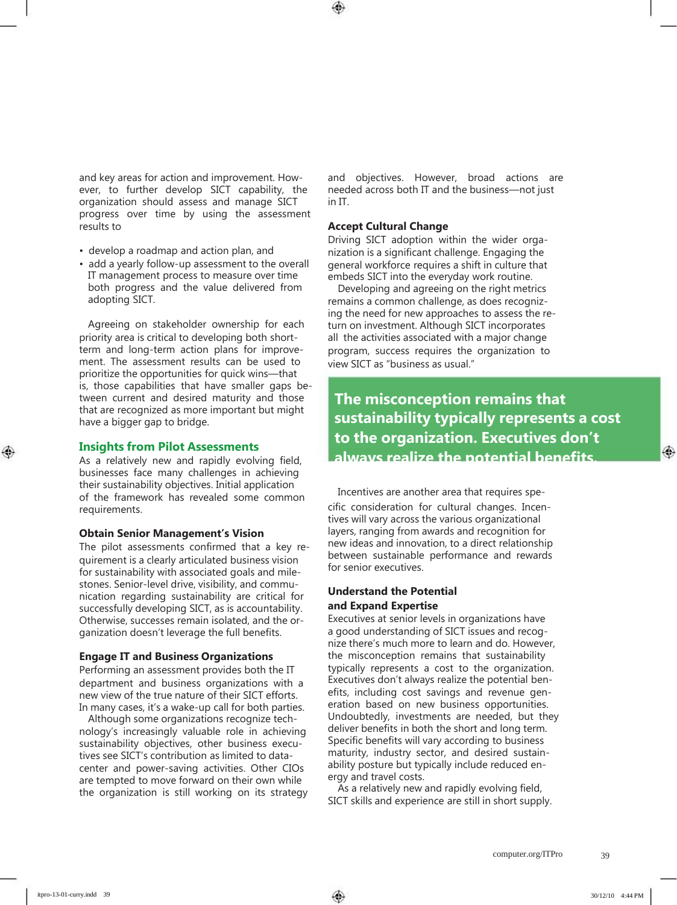and key areas for action and improvement. However, to further develop SICT capability, the organization should assess and manage SICT progress over time by using the assessment results to

- develop a roadmap and action plan, and
- add a yearly follow-up assessment to the overall IT management process to measure over time both progress and the value delivered from adopting SICT.

Agreeing on stakeholder ownership for each priority area is critical to developing both short-term and long-term action plans for improvement. The assessment results can be used to prioritize the opportunities for quick wins—that is, those capabilities that have smaller gaps between current and desired maturity and those that are recognized as more important but might have a bigger gap to bridge.

## Insights from Pilot Assessments

As a relatively new and rapidly evolving field, businesses face many challenges in achieving their sustainability objectives. Initial application of the framework has revealed some common requirements.

### Obtain Senior Management's Vision

The pilot assessments confirmed that a key requirement is a clearly articulated business vision for sustainability with associated goals and milestones. Senior-level drive, visibility, and communication regarding sustainability are critical for successfully developing SICT, as is accountability. Otherwise, successes remain isolated, and the organization doesn't leverage the full benefits.

### Engage IT and Business Organizations

Performing an assessment provides both the IT department and business organizations with a new view of the true nature of their SICT efforts. In many cases, it's a wake-up call for both parties.

Although some organizations recognize technology's increasingly valuable role in achieving sustainability objectives, other business executives see SICT's contribution as limited to datacenter and power-saving activities. Other CIOs are tempted to move forward on their own while the organization is still working on its strategy and objectives. However, broad actions are needed across both IT and the business—not just in IT.

### Accept Cultural Change

Driving SICT adoption within the wider organization is a significant challenge. Engaging the general workforce requires a shift in culture that embeds SICT into the everyday work routine.

Developing and agreeing on the right metrics remains a common challenge, as does recognizing the need for new approaches to assess the return on investment. Although SICT incorporates all the activities associated with a major change program, success requires the organization to view SICT as "business as usual."

> **The misconception remains that sustainability typically represents a cost to the organization. Executives don't always realize the potential benefits.**

Incentives are another area that requires specific consideration for cultural changes. Incentives will vary across the various organizational layers, ranging from awards and recognition for new ideas and innovation, to a direct relationship between sustainable performance and rewards for senior executives.

### Understand the Potential and Expand Expertise

Executives at senior levels in organizations have a good understanding of SICT issues and recognize there's much more to learn and do. However, the misconception remains that sustainability typically represents a cost to the organization. Executives don't always realize the potential benefits, including cost savings and revenue generation based on new business opportunities. Undoubtedly, investments are needed, but they deliver benefits in both the short and long term. Specific benefits will vary according to business maturity, industry sector, and desired sustainability posture but typically include reduced energy and travel costs.

As a relatively new and rapidly evolving field, SICT skills and experience are still in short supply.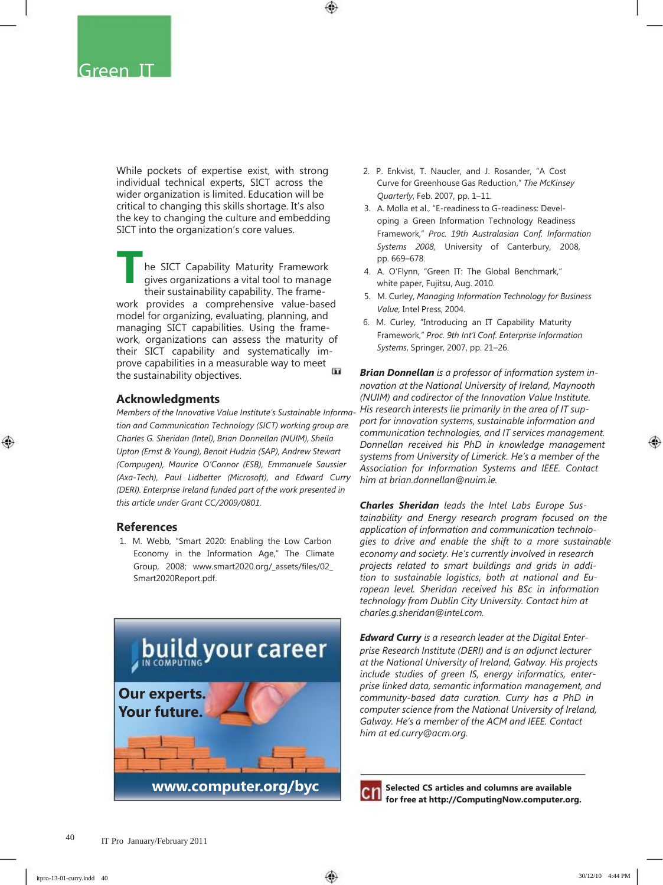While pockets of expertise exist, with strong individual technical experts, SICT across the wider organization is limited. Education will be critical to changing this skills shortage. It's also the key to changing the culture and embedding SICT into the organization's core values.

The SICT Capability Maturity Framework gives organizations a vital tool to manage their sustainability capability. The framework provides a comprehensive value-based model for organizing, evaluating, planning, and managing SICT capabilities. Using the framework, organizations can assess the maturity of their SICT capability and systematically improve capabilities in a measurable way to meet the sustainability objectives.

## Acknowledgments

*Members of the Innovative Value Institute's Sustainable Information and Communication Technology (SICT) working group are Charles G. Sheridan (Intel), Brian Donnellan (NUIM), Sheila Upton (Ernst & Young), Benoit Hudzia (SAP), Andrew Stewart (Compugen), Maurice O'Connor (ESB), Emmanuele Saussier (Axa-Tech), Paul Lidbetter (Microsoft), and Edward Curry (DERI). Enterprise Ireland funded part of the work presented in this article under Grant CC/2009/0801.*

## References

1. M. Webb, "Smart 2020: Enabling the Low Carbon Economy in the Information Age," The Climate Group, 2008; www.smart2020.org/_assets/files/02_Smart2020Report.pdf.
2. P. Enkvist, T. Naucler, and J. Rosander, "A Cost Curve for Greenhouse Gas Reduction," *The McKinsey Quarterly*, Feb. 2007, pp. 1–11.
3. A. Molla et al., "E-readiness to G-readiness: Developing a Green Information Technology Readiness Framework," *Proc. 19th Australasian Conf. Information Systems 2008*, University of Canterbury, 2008, pp. 669–678.
4. A. O'Flynn, "Green IT: The Global Benchmark," white paper, Fujitsu, Aug. 2010.
5. M. Curley, *Managing Information Technology for Business Value,* Intel Press, 2004.
6. M. Curley, "Introducing an IT Capability Maturity Framework," *Proc. 9th Int'l Conf. Enterprise Information Systems*, Springer, 2007, pp. 21–26.

build your career
IN COMPUTING
Our experts.
Your future.
www.computer.org/byc

***Brian Donnellan*** *is a professor of information system innovation at the National University of Ireland, Maynooth (NUIM) and codirector of the Innovation Value Institute. His research interests lie primarily in the area of IT support for innovation systems, sustainable information and communication technologies, and IT services management. Donnellan received his PhD in knowledge management systems from University of Limerick. He's a member of the Association for Information Systems and IEEE. Contact him at brian.donnellan@nuim.ie.*

***Charles Sheridan*** *leads the Intel Labs Europe Sustainability and Energy research program focused on the application of information and communication technologies to drive and enable the shift to a more sustainable economy and society. He's currently involved in research projects related to smart buildings and grids in addition to sustainable logistics, both at national and European level. Sheridan received his BSc in information technology from Dublin City University. Contact him at charles.g.sheridan@intel.com.*

***Edward Curry*** *is a research leader at the Digital Enterprise Research Institute (DERI) and is an adjunct lecturer at the National University of Ireland, Galway. His projects include studies of green IS, energy informatics, enterprise linked data, semantic information management, and community-based data curation. Curry has a PhD in computer science from the National University of Ireland, Galway. He's a member of the ACM and IEEE. Contact him at ed.curry@acm.org.*

**Selected CS articles and columns are available for free at http://ComputingNow.computer.org.**